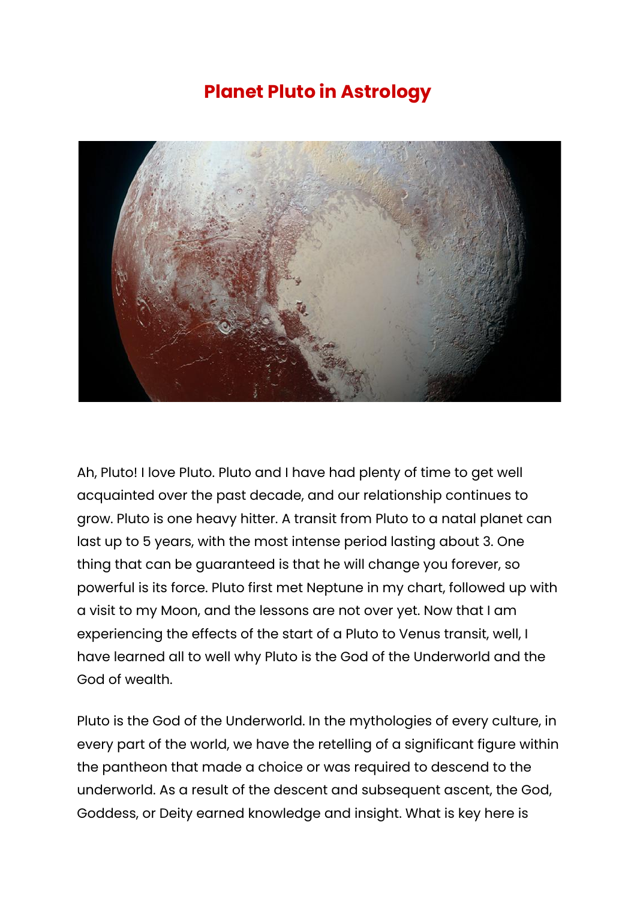# Planet Pluto in Astrology

Ah, Pluto! I love Pluto. Pluto and I have had plenty of time to get well acquainted over the past decade, and our relationship continues to grow. Pluto is one heavy hitter. A transit from Pluto to a natal planet can last up to 5 years, with the most intense period lasting about 3. One thing that can be guaranteed is that he will change you forever, so powerful is its force. Pluto first met Neptune in my chart, followed up with a visit to my Moon, and the lessons are not over yet. Now that I am experiencing the effects of the start of a Pluto to Venus transit, well, I have learned all to well why Pluto is the God of the Underworld and the God of wealth.

Pluto is the God of the Underworld. In the mythologies of every culture, in every part of the world, we have the retelling of a significant figure within the pantheon that made a choice or was required to descend to the underworld. As a result of the descent and subsequent ascent, the God, Goddess, or Deity earned knowledge and insight. What is key here is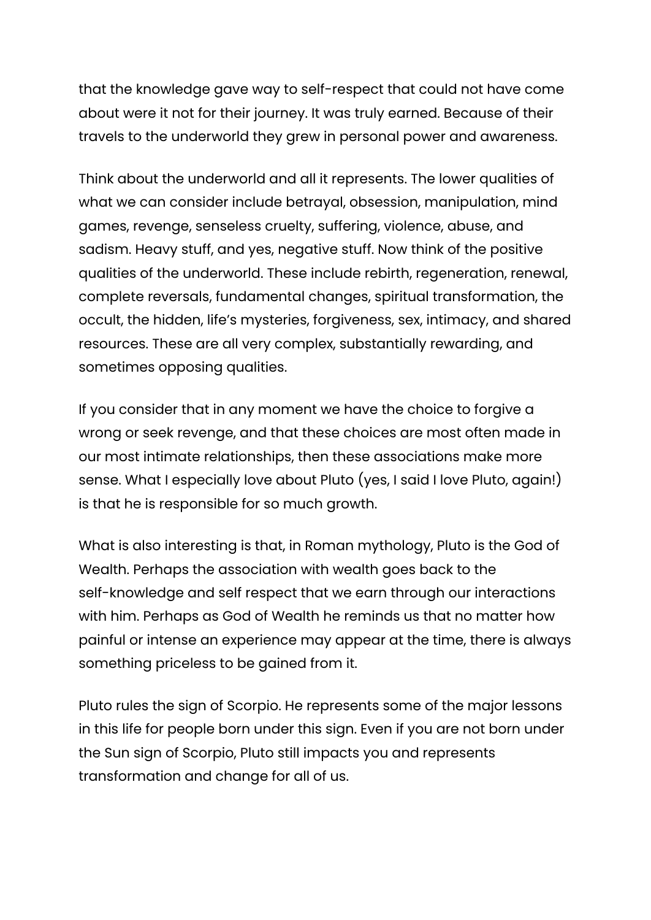that the knowledge gave way to self-respect that could not have come about were it not for their journey. It was truly earned. Because of their travels to the underworld they grew in personal power and awareness.

Think about the underworld and all it represents. The lower qualities of what we can consider include betrayal, obsession, manipulation, mind games, revenge, senseless cruelty, suffering, violence, abuse, and sadism. Heavy stuff, and yes, negative stuff. Now think of the positive qualities of the underworld. These include rebirth, regeneration, renewal, complete reversals, fundamental changes, spiritual transformation, the occult, the hidden, life's mysteries, forgiveness, sex, intimacy, and shared resources. These are all very complex, substantially rewarding, and sometimes opposing qualities.

If you consider that in any moment we have the choice to forgive a wrong or seek revenge, and that these choices are most often made in our most intimate relationships, then these associations make more sense. What I especially love about Pluto (yes, I said I love Pluto, again!) is that he is responsible for so much growth.

What is also interesting is that, in Roman mythology, Pluto is the God of Wealth. Perhaps the association with wealth goes back to the self-knowledge and self respect that we earn through our interactions with him. Perhaps as God of Wealth he reminds us that no matter how painful or intense an experience may appear at the time, there is always something priceless to be gained from it.

Pluto rules the sign of Scorpio. He represents some of the major lessons in this life for people born under this sign. Even if you are not born under the Sun sign of Scorpio, Pluto still impacts you and represents transformation and change for all of us.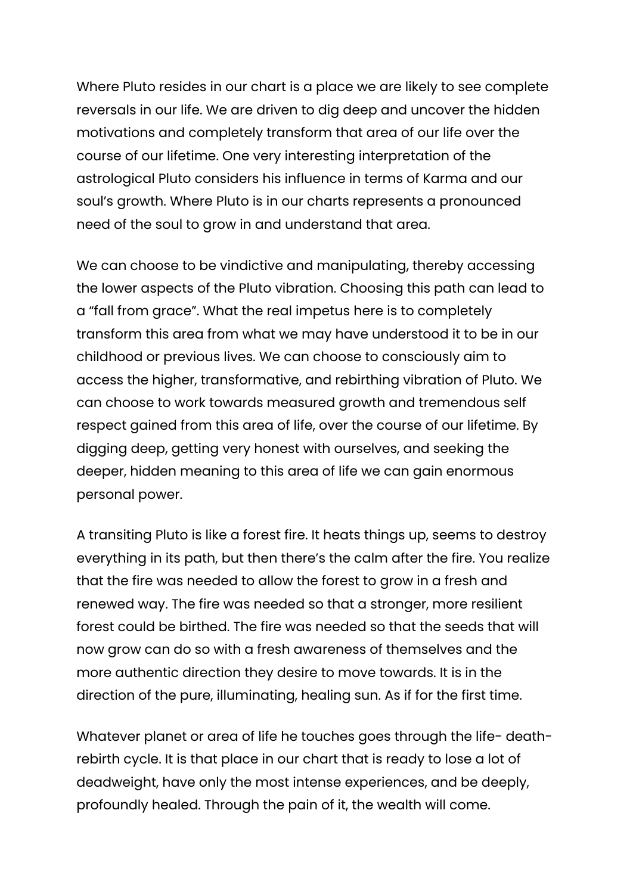Where Pluto resides in our chart is a place we are likely to see complete reversals in our life. We are driven to dig deep and uncover the hidden motivations and completely transform that area of our life over the course of our lifetime. One very interesting interpretation of the astrological Pluto considers his influence in terms of Karma and our soul's growth. Where Pluto is in our charts represents a pronounced need of the soul to grow in and understand that area.

We can choose to be vindictive and manipulating, thereby accessing the lower aspects of the Pluto vibration. Choosing this path can lead to a "fall from grace". What the real impetus here is to completely transform this area from what we may have understood it to be in our childhood or previous lives. We can choose to consciously aim to access the higher, transformative, and rebirthing vibration of Pluto. We can choose to work towards measured growth and tremendous self respect gained from this area of life, over the course of our lifetime. By digging deep, getting very honest with ourselves, and seeking the deeper, hidden meaning to this area of life we can gain enormous personal power.

A transiting Pluto is like a forest fire. It heats things up, seems to destroy everything in its path, but then there's the calm after the fire. You realize that the fire was needed to allow the forest to grow in a fresh and renewed way. The fire was needed so that a stronger, more resilient forest could be birthed. The fire was needed so that the seeds that will now grow can do so with a fresh awareness of themselves and the more authentic direction they desire to move towards. It is in the direction of the pure, illuminating, healing sun. As if for the first time.

Whatever planet or area of life he touches goes through the life- death-rebirth cycle. It is that place in our chart that is ready to lose a lot of deadweight, have only the most intense experiences, and be deeply, profoundly healed. Through the pain of it, the wealth will come.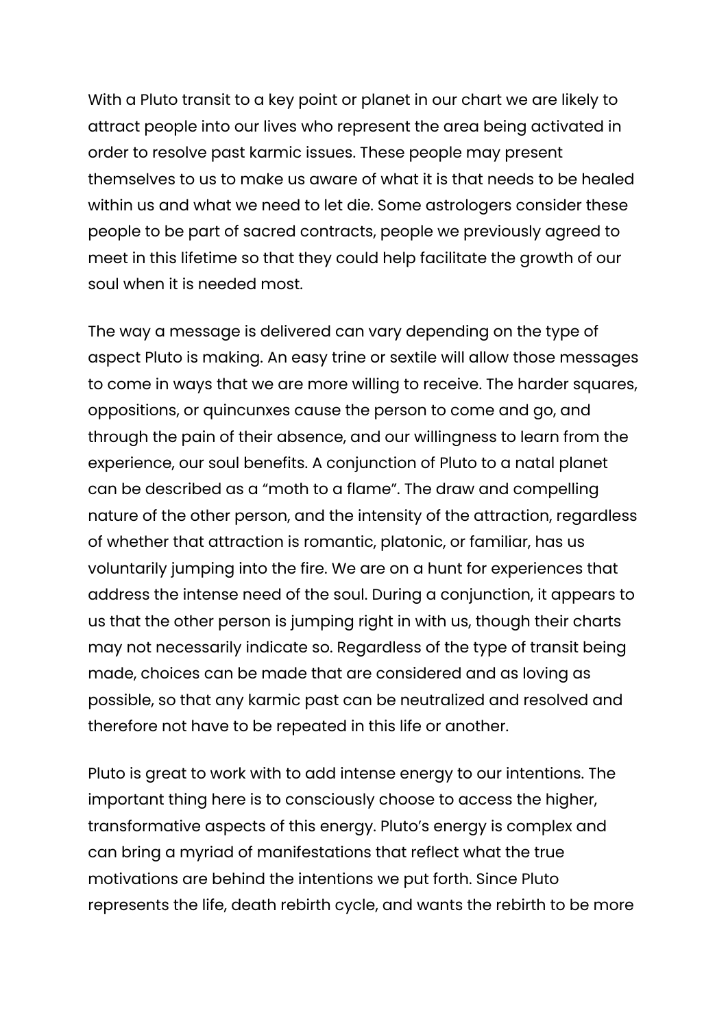With a Pluto transit to a key point or planet in our chart we are likely to attract people into our lives who represent the area being activated in order to resolve past karmic issues. These people may present themselves to us to make us aware of what it is that needs to be healed within us and what we need to let die. Some astrologers consider these people to be part of sacred contracts, people we previously agreed to meet in this lifetime so that they could help facilitate the growth of our soul when it is needed most.

The way a message is delivered can vary depending on the type of aspect Pluto is making. An easy trine or sextile will allow those messages to come in ways that we are more willing to receive. The harder squares, oppositions, or quincunxes cause the person to come and go, and through the pain of their absence, and our willingness to learn from the experience, our soul benefits. A conjunction of Pluto to a natal planet can be described as a "moth to a flame". The draw and compelling nature of the other person, and the intensity of the attraction, regardless of whether that attraction is romantic, platonic, or familiar, has us voluntarily jumping into the fire. We are on a hunt for experiences that address the intense need of the soul. During a conjunction, it appears to us that the other person is jumping right in with us, though their charts may not necessarily indicate so. Regardless of the type of transit being made, choices can be made that are considered and as loving as possible, so that any karmic past can be neutralized and resolved and therefore not have to be repeated in this life or another.

Pluto is great to work with to add intense energy to our intentions. The important thing here is to consciously choose to access the higher, transformative aspects of this energy. Pluto's energy is complex and can bring a myriad of manifestations that reflect what the true motivations are behind the intentions we put forth. Since Pluto represents the life, death rebirth cycle, and wants the rebirth to be more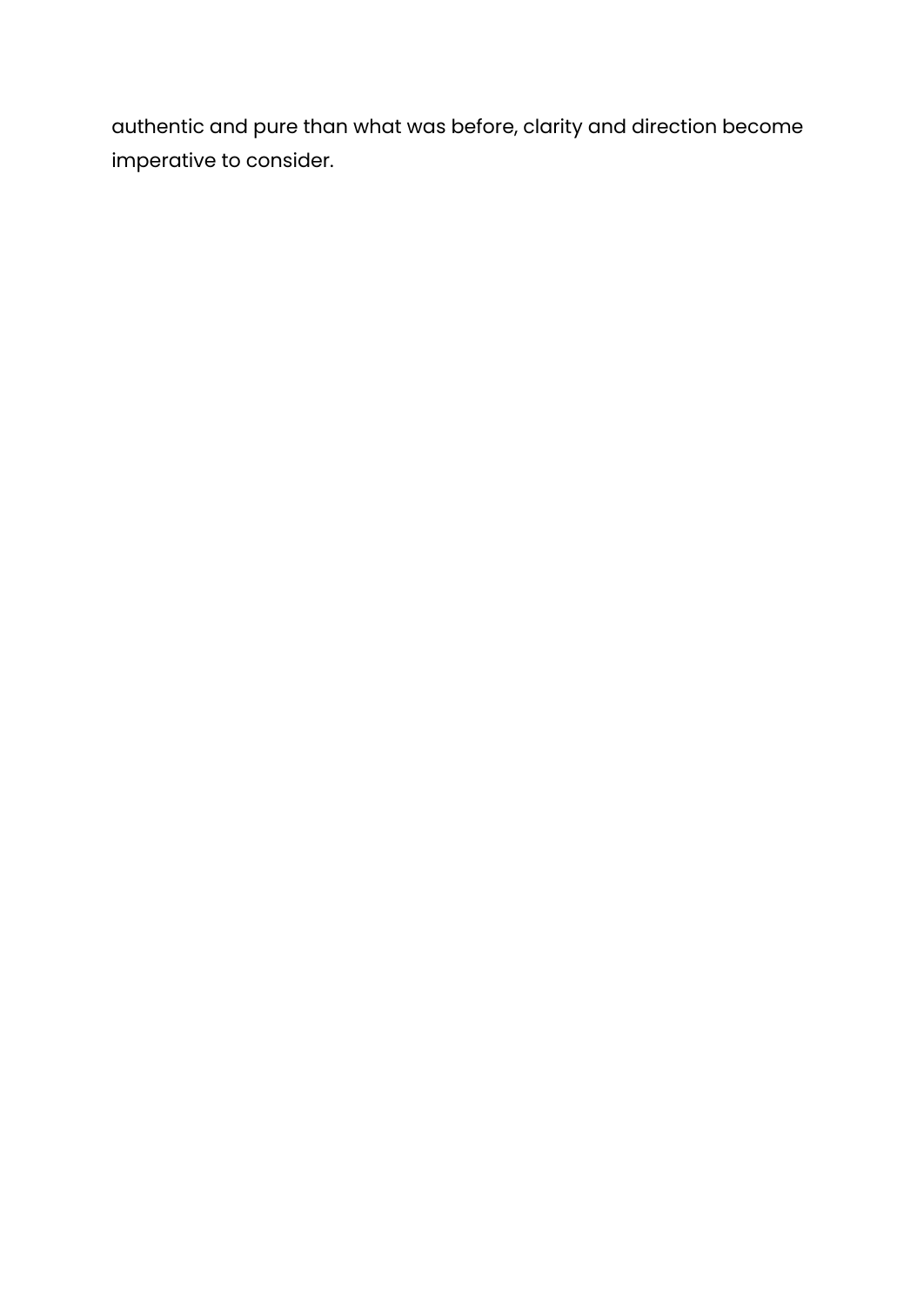authentic and pure than what was before, clarity and direction become imperative to consider.